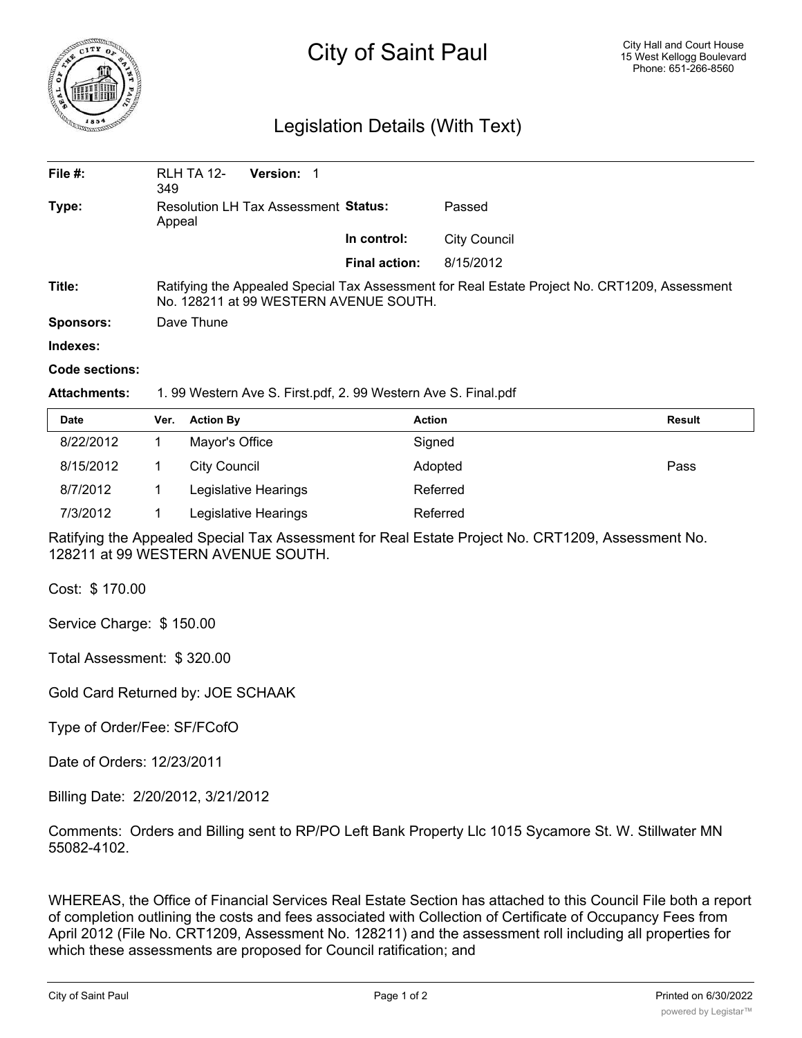# City of Saint Paul

City Hall and Court House
15 West Kellogg Boulevard
Phone: 651-266-8560

## Legislation Details (With Text)

| | | | |
|---|---|---|---|
| **File #:** | RLH TA 12-349 **Version:** 1 | | |
| **Type:** | Resolution LH Tax Assessment Appeal | **Status:** | Passed |
| | | **In control:** | City Council |
| | | **Final action:** | 8/15/2012 |
| **Title:** | Ratifying the Appealed Special Tax Assessment for Real Estate Project No. CRT1209, Assessment No. 128211 at 99 WESTERN AVENUE SOUTH. | | |
| **Sponsors:** | Dave Thune | | |
| **Indexes:** | | | |
| **Code sections:** | | | |
| **Attachments:** | 1. 99 Western Ave S. First.pdf, 2. 99 Western Ave S. Final.pdf | | |

| Date | Ver. | Action By | Action | Result |
|---|---|---|---|---|
| 8/22/2012 | 1 | Mayor's Office | Signed | |
| 8/15/2012 | 1 | City Council | Adopted | Pass |
| 8/7/2012 | 1 | Legislative Hearings | Referred | |
| 7/3/2012 | 1 | Legislative Hearings | Referred | |

Ratifying the Appealed Special Tax Assessment for Real Estate Project No. CRT1209, Assessment No. 128211 at 99 WESTERN AVENUE SOUTH.

Cost: $ 170.00

Service Charge: $ 150.00

Total Assessment: $ 320.00

Gold Card Returned by: JOE SCHAAK

Type of Order/Fee: SF/FCofO

Date of Orders: 12/23/2011

Billing Date: 2/20/2012, 3/21/2012

Comments: Orders and Billing sent to RP/PO Left Bank Property Llc 1015 Sycamore St. W. Stillwater MN 55082-4102.

WHEREAS, the Office of Financial Services Real Estate Section has attached to this Council File both a report of completion outlining the costs and fees associated with Collection of Certificate of Occupancy Fees from April 2012 (File No. CRT1209, Assessment No. 128211) and the assessment roll including all properties for which these assessments are proposed for Council ratification; and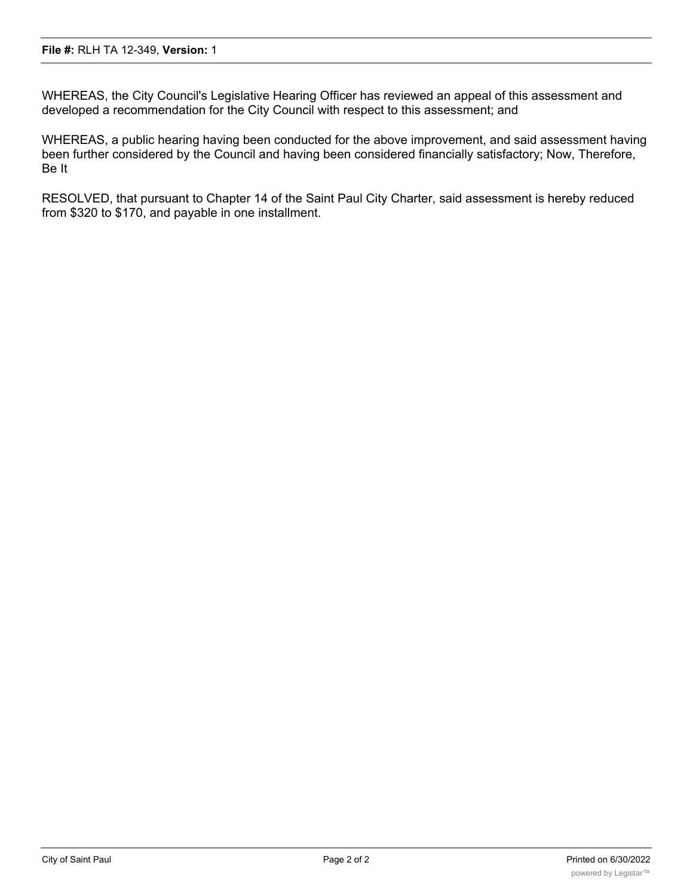WHEREAS, the City Council's Legislative Hearing Officer has reviewed an appeal of this assessment and developed a recommendation for the City Council with respect to this assessment; and

WHEREAS, a public hearing having been conducted for the above improvement, and said assessment having been further considered by the Council and having been considered financially satisfactory; Now, Therefore, Be It

RESOLVED, that pursuant to Chapter 14 of the Saint Paul City Charter, said assessment is hereby reduced from $320 to $170, and payable in one installment.